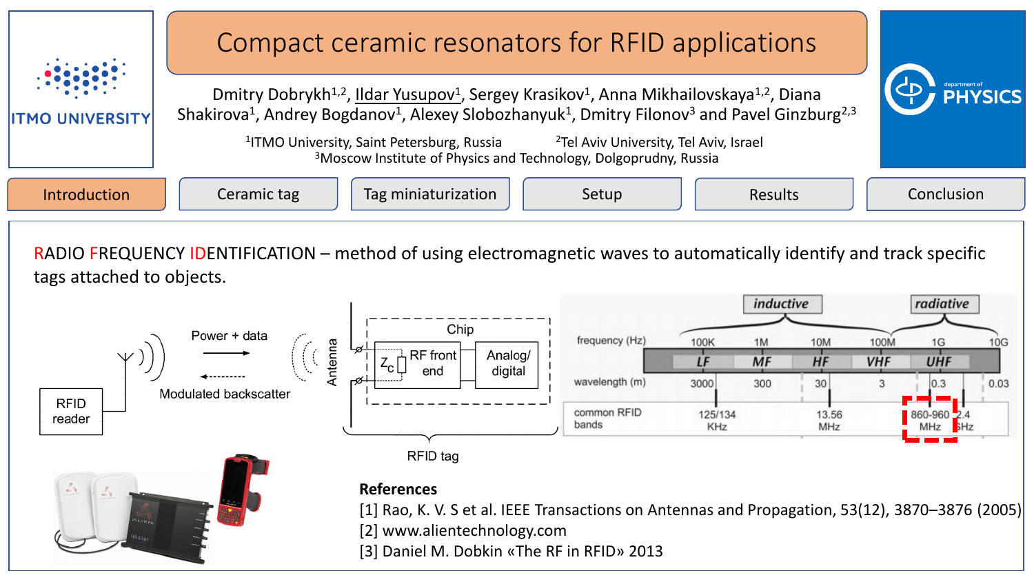# Compact ceramic resonators for RFID applications

Dmitry Dobrykh[1,2], Ildar Yusupov[1], Sergey Krasikov[1], Anna Mikhailovskaya[1,2], Diana Shakirova[1], Andrey Bogdanov[1], Alexey Slobozhanyuk[1], Dmitry Filonov[3] and Pavel Ginzburg[2,3]

[1]ITMO University, Saint Petersburg, Russia [2]Tel Aviv University, Tel Aviv, Israel
[3]Moscow Institute of Physics and Technology, Dolgoprudny, Russia

Introduction | Ceramic tag | Tag miniaturization | Setup | Results | Conclusion

RADIO FREQUENCY IDENTIFICATION – method of using electromagnetic waves to automatically identify and track specific tags attached to objects.

RFID reader — Power + data → / ← Modulated backscatter — Antenna — Chip ($Z_c$, RF front end, Analog/digital) — RFID tag

| | inductive | | | | radiative | |
|---|---|---|---|---|---|---|
| frequency (Hz) | 100K | 1M | 10M | 100M | 1G | 10G |
| | LF | MF | HF | VHF | UHF | |
| wavelength (m) | 3000 | 300 | 30 | 3 | 0.3 | 0.03 |
| common RFID bands | 125/134 KHz | | 13.56 MHz | | 860-960 MHz | 2.4 GHz |

**References**

[1] Rao, K. V. S et al. IEEE Transactions on Antennas and Propagation, 53(12), 3870–3876 (2005)
[2] www.alientechnology.com
[3] Daniel M. Dobkin «The RF in RFID» 2013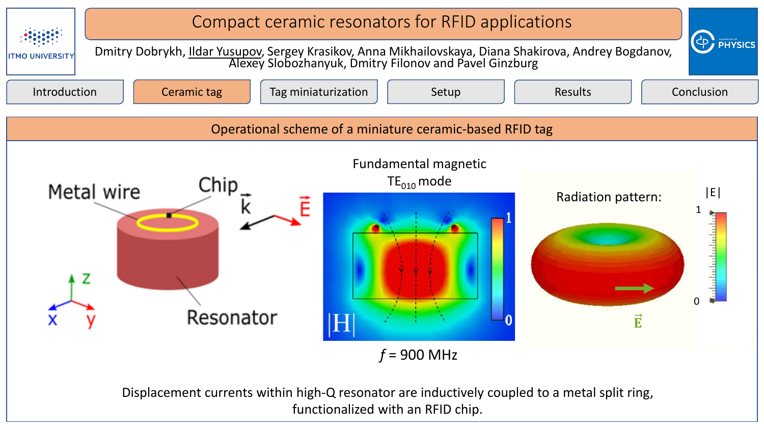# Compact ceramic resonators for RFID applications

Dmitry Dobrykh, Ildar Yusupov, Sergey Krasikov, Anna Mikhailovskaya, Diana Shakirova, Andrey Bogdanov, Alexey Slobozhanyuk, Dmitry Filonov and Pavel Ginzburg

Introduction | Ceramic tag | Tag miniaturization | Setup | Results | Conclusion

## Operational scheme of a miniature ceramic-based RFID tag

Metal wire

Chip

Resonator

Fundamental magnetic $TE_{010}$ mode

$f$ = 900 MHz

Radiation pattern:

Displacement currents within high-Q resonator are inductively coupled to a metal split ring, functionalized with an RFID chip.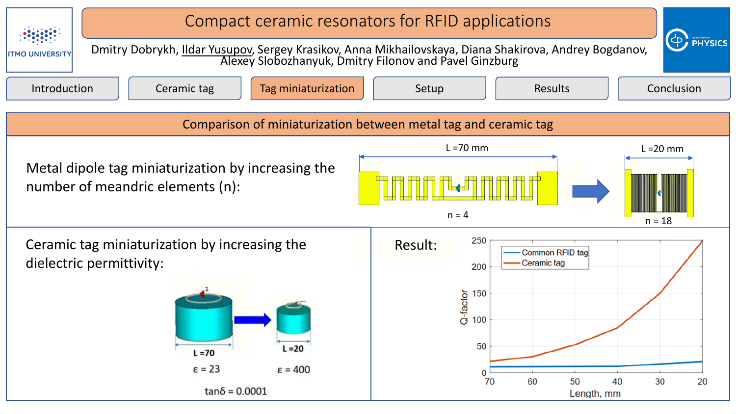# Compact ceramic resonators for RFID applications

Dmitry Dobrykh, Ildar Yusupov, Sergey Krasikov, Anna Mikhailovskaya, Diana Shakirova, Andrey Bogdanov, Alexey Slobozhanyuk, Dmitry Filonov and Pavel Ginzburg

Introduction | Ceramic tag | **Tag miniaturization** | Setup | Results | Conclusion

## Comparison of miniaturization between metal tag and ceramic tag

Metal dipole tag miniaturization by increasing the number of meandric elements (n):

L = 70 mm, n = 4 → L = 20 mm, n = 18

Ceramic tag miniaturization by increasing the dielectric permittivity:

L = 70, $\varepsilon$ = 23 → L = 20, $\varepsilon$ = 400

$\tan\delta$ = 0.0001

Result:

Q-factor vs. Length, mm (70 to 20): Common RFID tag, Ceramic tag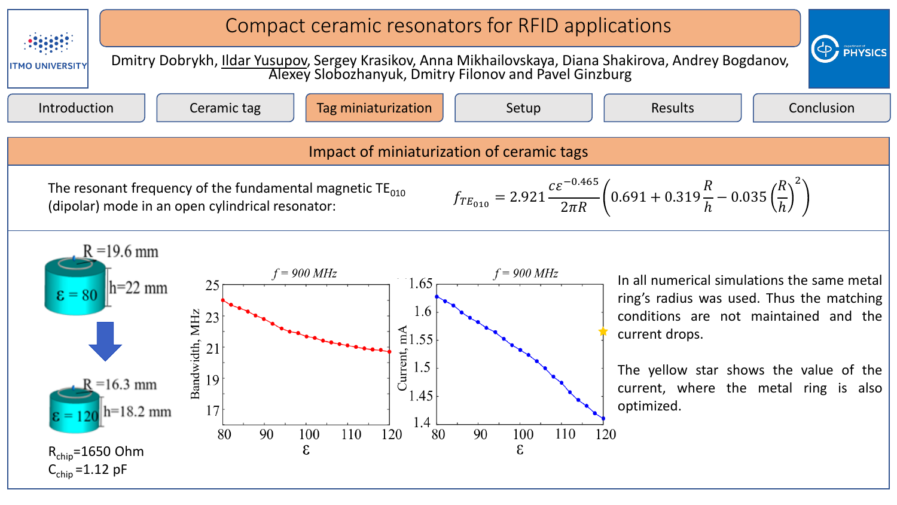# Compact ceramic resonators for RFID applications

Dmitry Dobrykh, Ildar Yusupov, Sergey Krasikov, Anna Mikhailovskaya, Diana Shakirova, Andrey Bogdanov, Alexey Slobozhanyuk, Dmitry Filonov and Pavel Ginzburg

Introduction | Ceramic tag | **Tag miniaturization** | Setup | Results | Conclusion

## Impact of miniaturization of ceramic tags

The resonant frequency of the fundamental magnetic $TE_{010}$ (dipolar) mode in an open cylindrical resonator:

$$f_{TE_{010}} = 2.921 \frac{c\varepsilon^{-0.465}}{2\pi R}\left(0.691 + 0.319\frac{R}{h} - 0.035\left(\frac{R}{h}\right)^2\right)$$

R = 19.6 mm, h = 22 mm, ε = 80

R = 16.3 mm, h = 18.2 mm, ε = 120

$R_{chip}$=1650 Ohm
$C_{chip}$=1.12 pF

*f* = 900 MHz — Bandwidth, MHz vs ε

*f* = 900 MHz — Current, mA vs ε

In all numerical simulations the same metal ring's radius was used. Thus the matching conditions are not maintained and the current drops.

The yellow star shows the value of the current, where the metal ring is also optimized.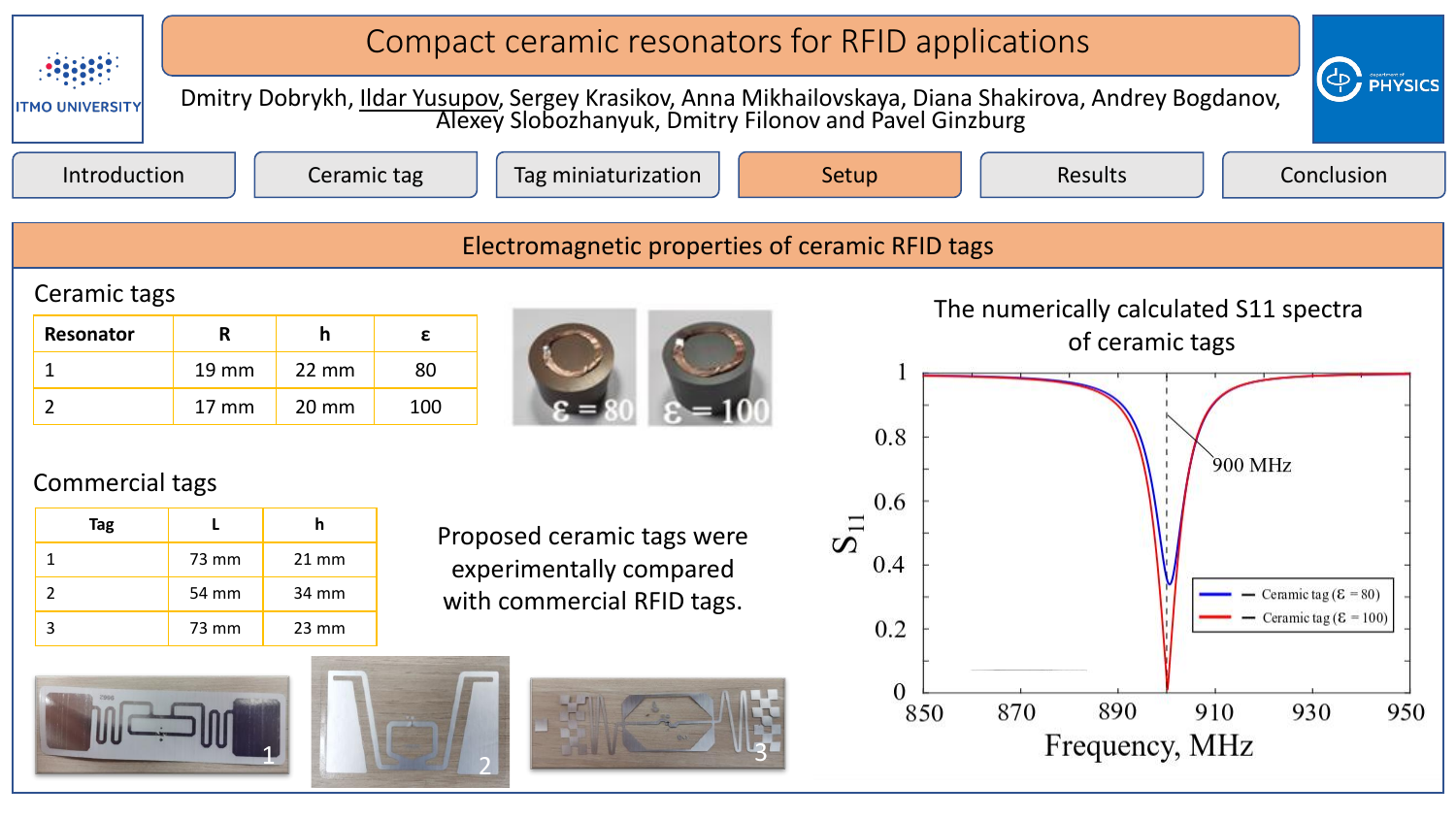# Compact ceramic resonators for RFID applications

Dmitry Dobrykh, Ildar Yusupov, Sergey Krasikov, Anna Mikhailovskaya, Diana Shakirova, Andrey Bogdanov, Alexey Slobozhanyuk, Dmitry Filonov and Pavel Ginzburg

Introduction | Ceramic tag | Tag miniaturization | Setup | Results | Conclusion

## Electromagnetic properties of ceramic RFID tags

### Ceramic tags

| Resonator | R | h | ε |
|---|---|---|---|
| 1 | 19 mm | 22 mm | 80 |
| 2 | 17 mm | 20 mm | 100 |

ε = 80 ε = 100

### Commercial tags

| Tag | L | h |
|---|---|---|
| 1 | 73 mm | 21 mm |
| 2 | 54 mm | 34 mm |
| 3 | 73 mm | 23 mm |

Proposed ceramic tags were experimentally compared with commercial RFID tags.

The numerically calculated S11 spectra of ceramic tags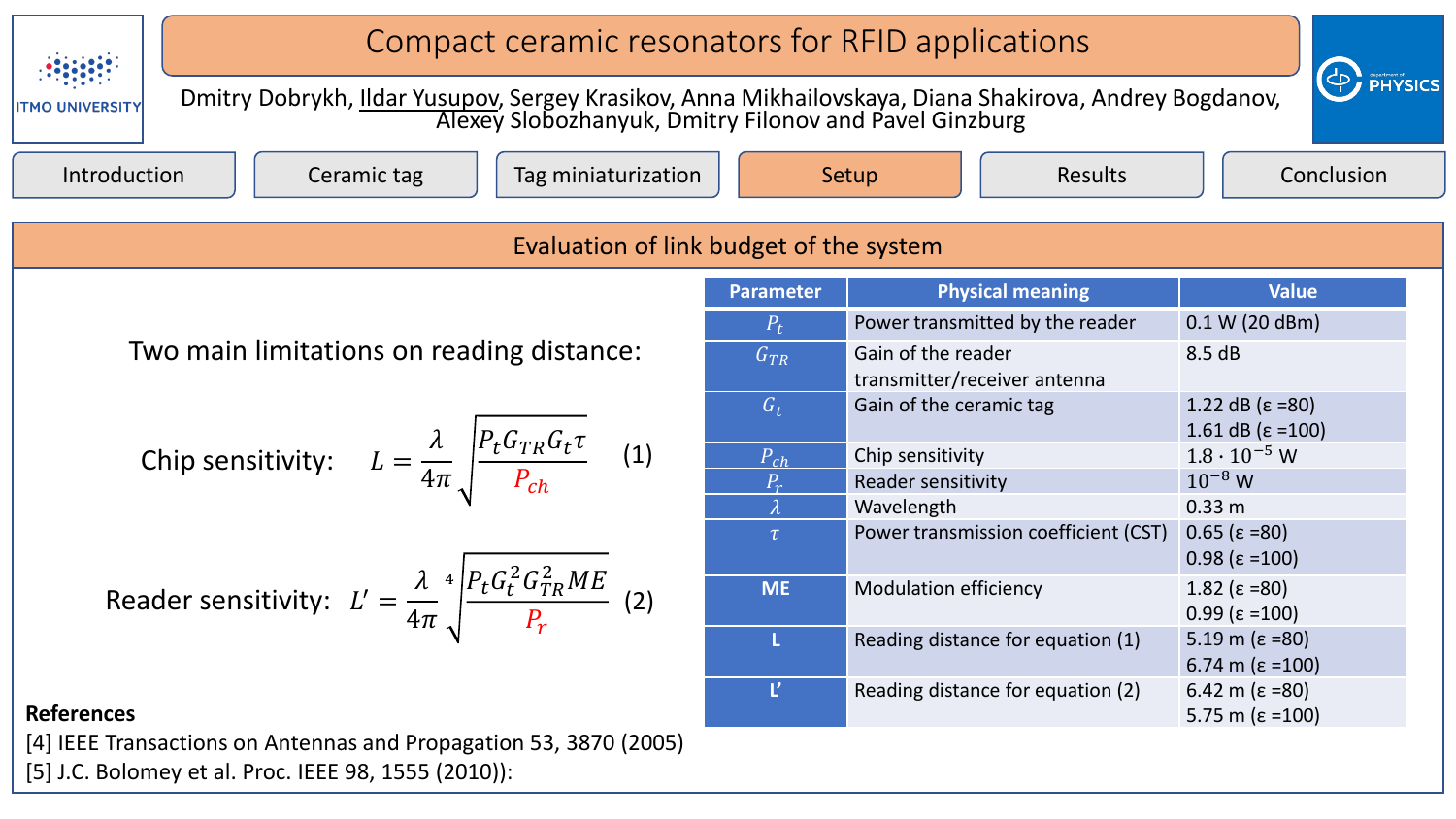# Compact ceramic resonators for RFID applications

Dmitry Dobrykh, Ildar Yusupov, Sergey Krasikov, Anna Mikhailovskaya, Diana Shakirova, Andrey Bogdanov, Alexey Slobozhanyuk, Dmitry Filonov and Pavel Ginzburg

Introduction | Ceramic tag | Tag miniaturization | **Setup** | Results | Conclusion

## Evaluation of link budget of the system

Two main limitations on reading distance:

Chip sensitivity:
$$L = \frac{\lambda}{4\pi}\sqrt{\frac{P_t G_{TR} G_t \tau}{P_{ch}}} \quad (1)$$

Reader sensitivity:
$$L' = \frac{\lambda}{4\pi}\sqrt[4]{\frac{P_t G_t^2 G_{TR}^2 ME}{P_r}} \quad (2)$$

| Parameter | Physical meaning | Value |
|---|---|---|
| $P_t$ | Power transmitted by the reader | 0.1 W (20 dBm) |
| $G_{TR}$ | Gain of the reader transmitter/receiver antenna | 8.5 dB |
| $G_t$ | Gain of the ceramic tag | 1.22 dB (ε =80)<br>1.61 dB (ε =100) |
| $P_{ch}$ | Chip sensitivity | $1.8 \cdot 10^{-5}$ W |
| $P_r$ | Reader sensitivity | $10^{-8}$ W |
| $\lambda$ | Wavelength | 0.33 m |
| $\tau$ | Power transmission coefficient (CST) | 0.65 (ε =80)<br>0.98 (ε =100) |
| **ME** | Modulation efficiency | 1.82 (ε =80)<br>0.99 (ε =100) |
| **L** | Reading distance for equation (1) | 5.19 m (ε =80)<br>6.74 m (ε =100) |
| **L'** | Reading distance for equation (2) | 6.42 m (ε =80)<br>5.75 m (ε =100) |

**References**

[4] IEEE Transactions on Antennas and Propagation 53, 3870 (2005)

[5] J.C. Bolomey et al. Proc. IEEE 98, 1555 (2010)):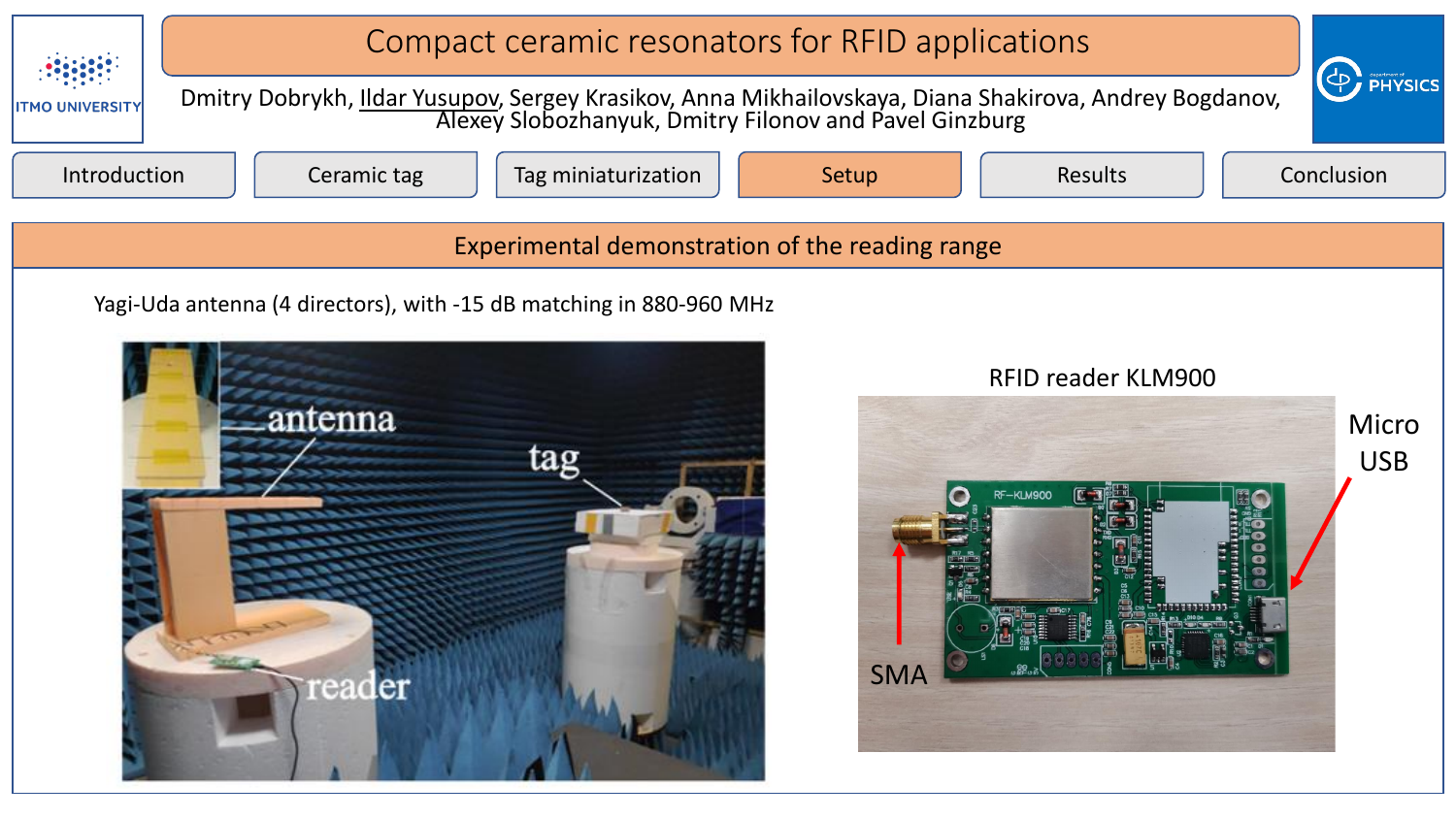# Compact ceramic resonators for RFID applications

Dmitry Dobrykh, Ildar Yusupov, Sergey Krasikov, Anna Mikhailovskaya, Diana Shakirova, Andrey Bogdanov, Alexey Slobozhanyuk, Dmitry Filonov and Pavel Ginzburg

Introduction | Ceramic tag | Tag miniaturization | Setup | Results | Conclusion

## Experimental demonstration of the reading range

Yagi-Uda antenna (4 directors), with -15 dB matching in 880-960 MHz

antenna

tag

reader

RFID reader KLM900

Micro USB

SMA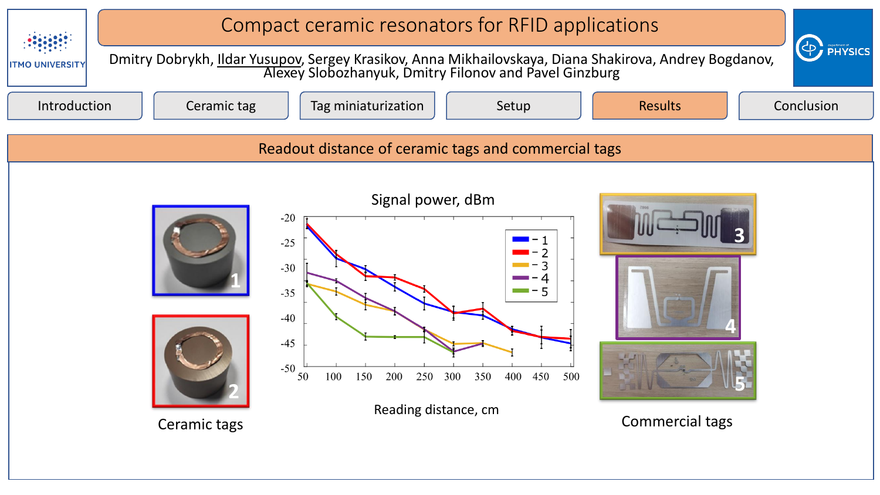# Compact ceramic resonators for RFID applications

Dmitry Dobrykh, Ildar Yusupov, Sergey Krasikov, Anna Mikhailovskaya, Diana Shakirova, Andrey Bogdanov, Alexey Slobozhanyuk, Dmitry Filonov and Pavel Ginzburg

Introduction | Ceramic tag | Tag miniaturization | Setup | Results | Conclusion

## Readout distance of ceramic tags and commercial tags

Signal power, dBm

Reading distance, cm

Ceramic tags

Commercial tags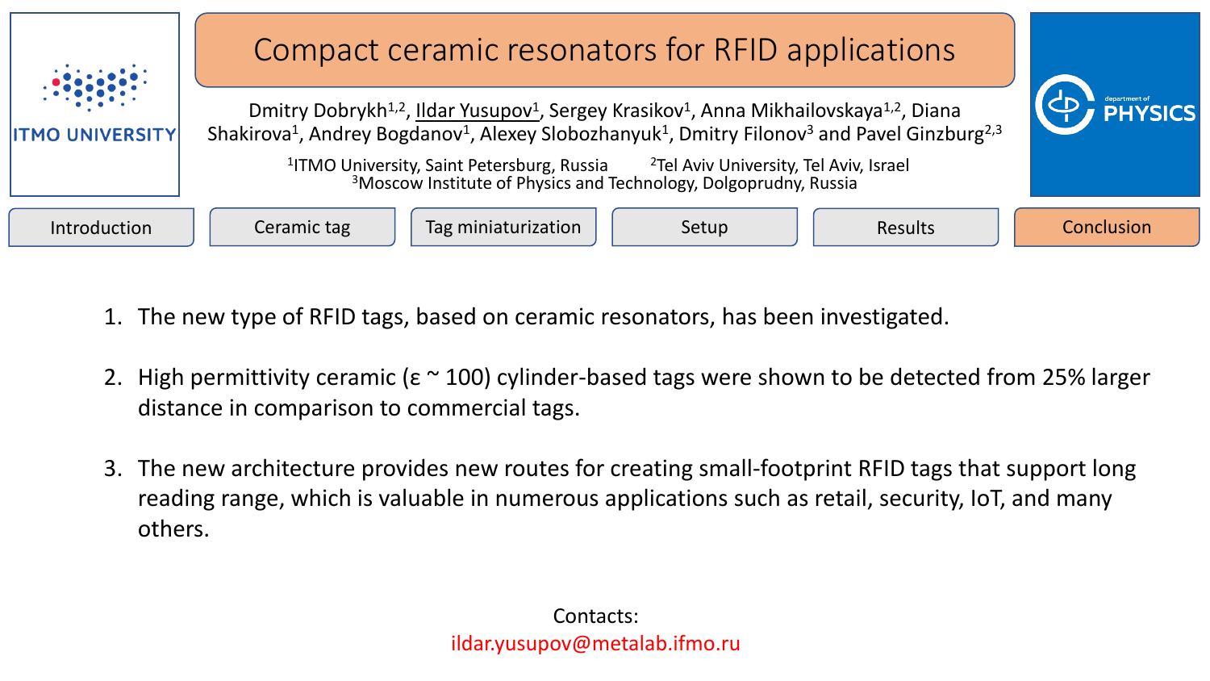# Compact ceramic resonators for RFID applications

Dmitry Dobrykh[1,2], Ildar Yusupov[1], Sergey Krasikov[1], Anna Mikhailovskaya[1,2], Diana Shakirova[1], Andrey Bogdanov[1], Alexey Slobozhanyuk[1], Dmitry Filonov[3] and Pavel Ginzburg[2,3]

[1]ITMO University, Saint Petersburg, Russia [2]Tel Aviv University, Tel Aviv, Israel
[3]Moscow Institute of Physics and Technology, Dolgoprudny, Russia

Introduction | Ceramic tag | Tag miniaturization | Setup | Results | Conclusion

1. The new type of RFID tags, based on ceramic resonators, has been investigated.
2. High permittivity ceramic ($\varepsilon$ ~ 100) cylinder-based tags were shown to be detected from 25% larger distance in comparison to commercial tags.
3. The new architecture provides new routes for creating small-footprint RFID tags that support long reading range, which is valuable in numerous applications such as retail, security, IoT, and many others.

Contacts:
ildar.yusupov@metalab.ifmo.ru